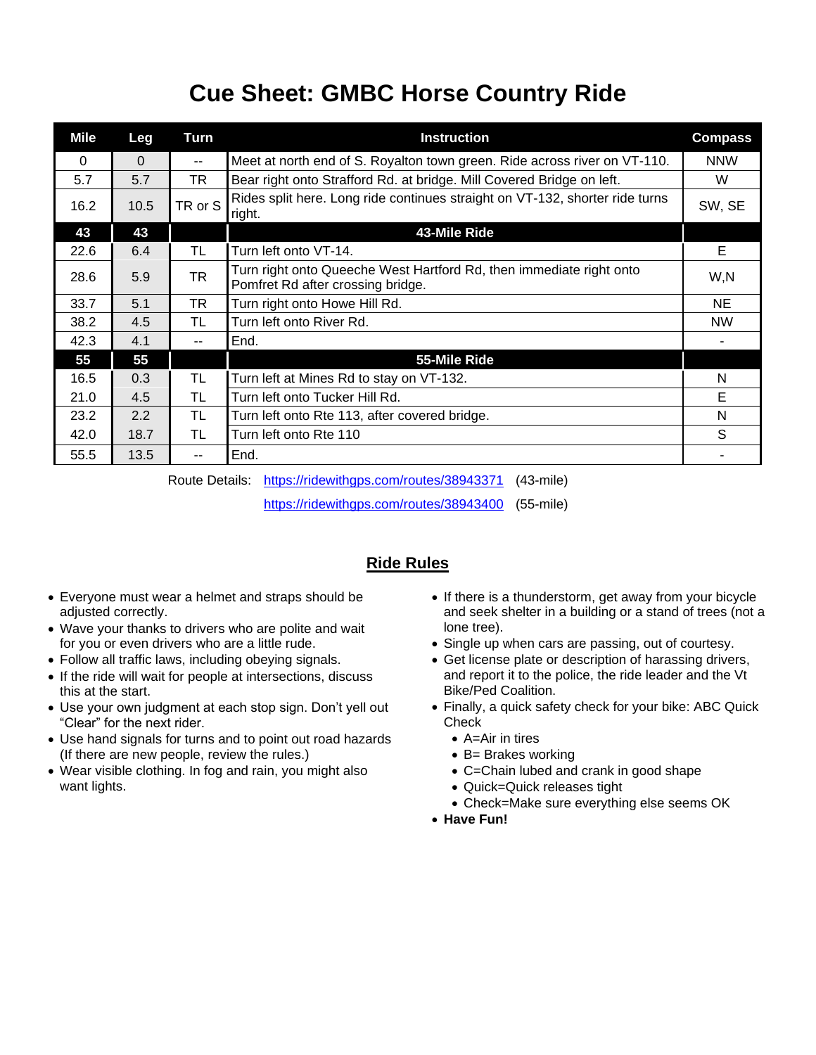# Cue Sheet: GMBC Horse Country Ride

| Mile | Leg | Turn | Instruction | Compass |
| --- | --- | --- | --- | --- |
| 0 | 0 | -- | Meet at north end of S. Royalton town green. Ride across river on VT-110. | NNW |
| 5.7 | 5.7 | TR | Bear right onto Strafford Rd. at bridge. Mill Covered Bridge on left. | W |
| 16.2 | 10.5 | TR or S | Rides split here. Long ride continues straight on VT-132, shorter ride turns right. | SW, SE |
| **43** | **43** | | **43-Mile Ride** | |
| 22.6 | 6.4 | TL | Turn left onto VT-14. | E |
| 28.6 | 5.9 | TR | Turn right onto Queeche West Hartford Rd, then immediate right onto Pomfret Rd after crossing bridge. | W,N |
| 33.7 | 5.1 | TR | Turn right onto Howe Hill Rd. | NE |
| 38.2 | 4.5 | TL | Turn left onto River Rd. | NW |
| 42.3 | 4.1 | -- | End. | - |
| **55** | **55** | | **55-Mile Ride** | |
| 16.5 | 0.3 | TL | Turn left at Mines Rd to stay on VT-132. | N |
| 21.0 | 4.5 | TL | Turn left onto Tucker Hill Rd. | E |
| 23.2 | 2.2 | TL | Turn left onto Rte 113, after covered bridge. | N |
| 42.0 | 18.7 | TL | Turn left onto Rte 110 | S |
| 55.5 | 13.5 | -- | End. | - |

Route Details: https://ridewithgps.com/routes/38943371 (43-mile)

https://ridewithgps.com/routes/38943400 (55-mile)

## Ride Rules

- Everyone must wear a helmet and straps should be adjusted correctly.
- Wave your thanks to drivers who are polite and wait for you or even drivers who are a little rude.
- Follow all traffic laws, including obeying signals.
- If the ride will wait for people at intersections, discuss this at the start.
- Use your own judgment at each stop sign. Don't yell out "Clear" for the next rider.
- Use hand signals for turns and to point out road hazards (If there are new people, review the rules.)
- Wear visible clothing. In fog and rain, you might also want lights.
- If there is a thunderstorm, get away from your bicycle and seek shelter in a building or a stand of trees (not a lone tree).
- Single up when cars are passing, out of courtesy.
- Get license plate or description of harassing drivers, and report it to the police, the ride leader and the Vt Bike/Ped Coalition.
- Finally, a quick safety check for your bike: ABC Quick Check
  - A=Air in tires
  - B= Brakes working
  - C=Chain lubed and crank in good shape
  - Quick=Quick releases tight
  - Check=Make sure everything else seems OK
- **Have Fun!**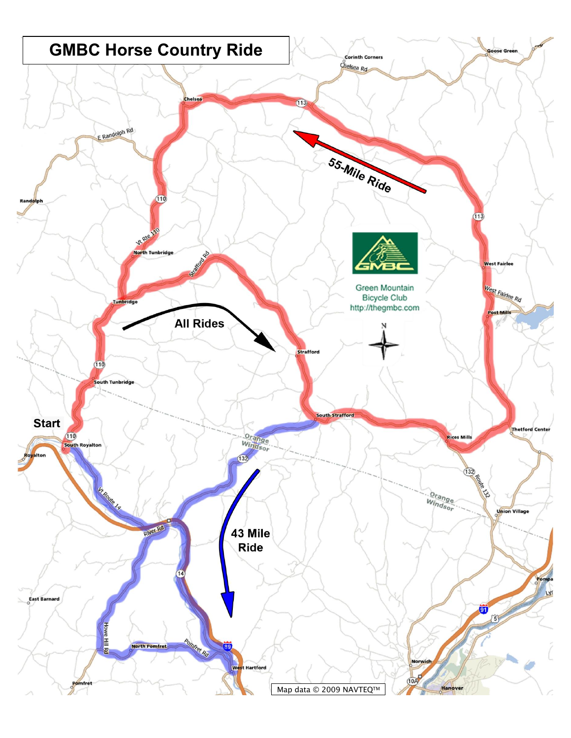# GMBC Horse Country Ride

55-Mile Ride

All Rides

43 Mile Ride

Start

Green Mountain Bicycle Club
http://thegmbc.com

Chelsea
113
110
Vt Rte 110
North Tunbridge
Strafford Rd
Tunbridge
Strafford
South Tunbridge
South Royalton
Royalton
South Strafford
Rices Mills
Thetford Center
West Fairlee
West Fairlee Rd
Post Mills
Corinth Corners
Chelsea Rd
Goose Green
E Randolph Rd
Randolph
Orange
Windsor
132
Route 132
Union Village
Vt Route 14
River Rd
14
East Barnard
Howe Hill Rd
North Pomfret
Pomfret Rd
89
West Hartford
Pomfret
91
5
Norwich
10A
Hanover

Map data © 2009 NAVTEQ™